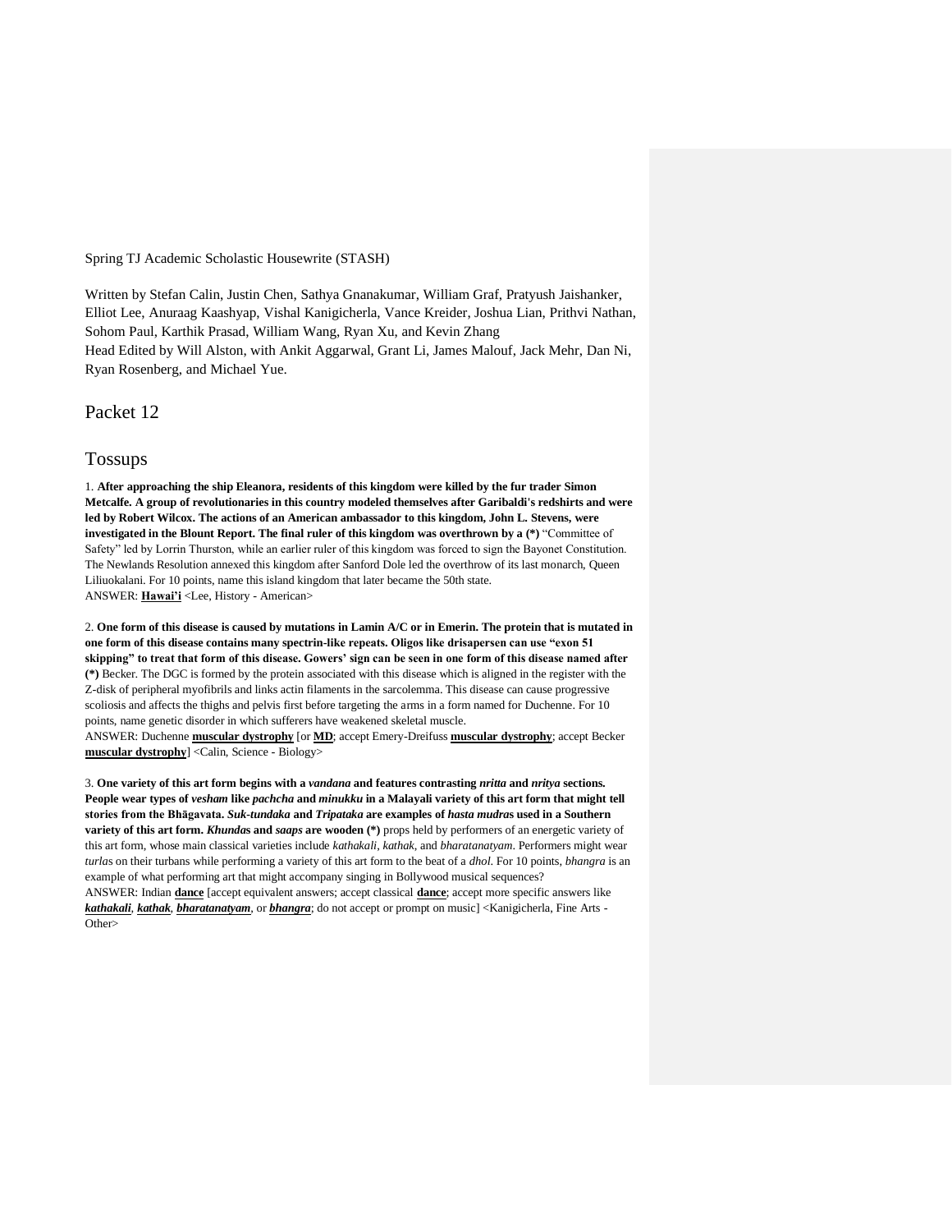Spring TJ Academic Scholastic Housewrite (STASH)

Written by Stefan Calin, Justin Chen, Sathya Gnanakumar, William Graf, Pratyush Jaishanker, Elliot Lee, Anuraag Kaashyap, Vishal Kanigicherla, Vance Kreider, Joshua Lian, Prithvi Nathan, Sohom Paul, Karthik Prasad, William Wang, Ryan Xu, and Kevin Zhang
Head Edited by Will Alston, with Ankit Aggarwal, Grant Li, James Malouf, Jack Mehr, Dan Ni, Ryan Rosenberg, and Michael Yue.

# Packet 12

## Tossups

1. **After approaching the ship Eleanora, residents of this kingdom were killed by the fur trader Simon Metcalfe. A group of revolutionaries in this country modeled themselves after Garibaldi's redshirts and were led by Robert Wilcox. The actions of an American ambassador to this kingdom, John L. Stevens, were investigated in the Blount Report. The final ruler of this kingdom was overthrown by a (*)** "Committee of Safety" led by Lorrin Thurston, while an earlier ruler of this kingdom was forced to sign the Bayonet Constitution. The Newlands Resolution annexed this kingdom after Sanford Dole led the overthrow of its last monarch, Queen Liliuokalani. For 10 points, name this island kingdom that later became the 50th state.
ANSWER: **Hawai'i** <Lee, History - American>

2. **One form of this disease is caused by mutations in Lamin A/C or in Emerin. The protein that is mutated in one form of this disease contains many spectrin-like repeats. Oligos like drisapersen can use "exon 51 skipping" to treat that form of this disease. Gowers' sign can be seen in one form of this disease named after (*)** Becker. The DGC is formed by the protein associated with this disease which is aligned in the register with the Z-disk of peripheral myofibrils and links actin filaments in the sarcolemma. This disease can cause progressive scoliosis and affects the thighs and pelvis first before targeting the arms in a form named for Duchenne. For 10 points, name genetic disorder in which sufferers have weakened skeletal muscle.
ANSWER: Duchenne **muscular dystrophy** [or **MD**; accept Emery-Dreifuss **muscular dystrophy**; accept Becker **muscular dystrophy**] <Calin, Science - Biology>

3. **One variety of this art form begins with a *vandana* and features contrasting *nritta* and *nritya* sections. People wear types of *vesham* like *pachcha* and *minukku* in a Malayali variety of this art form that might tell stories from the Bhāgavata. *Suk-tundaka* and *Tripataka* are examples of *hasta mudras* used in a Southern variety of this art form. *Khundas* and *saaps* are wooden (*)** props held by performers of an energetic variety of this art form, whose main classical varieties include *kathakali*, *kathak*, and *bharatanatyam*. Performers might wear *turlas* on their turbans while performing a variety of this art form to the beat of a *dhol*. For 10 points, *bhangra* is an example of what performing art that might accompany singing in Bollywood musical sequences?
ANSWER: Indian **dance** [accept equivalent answers; accept classical **dance**; accept more specific answers like ***kathakali***, ***kathak***, ***bharatanatyam***, or ***bhangra***; do not accept or prompt on music] <Kanigicherla, Fine Arts - Other>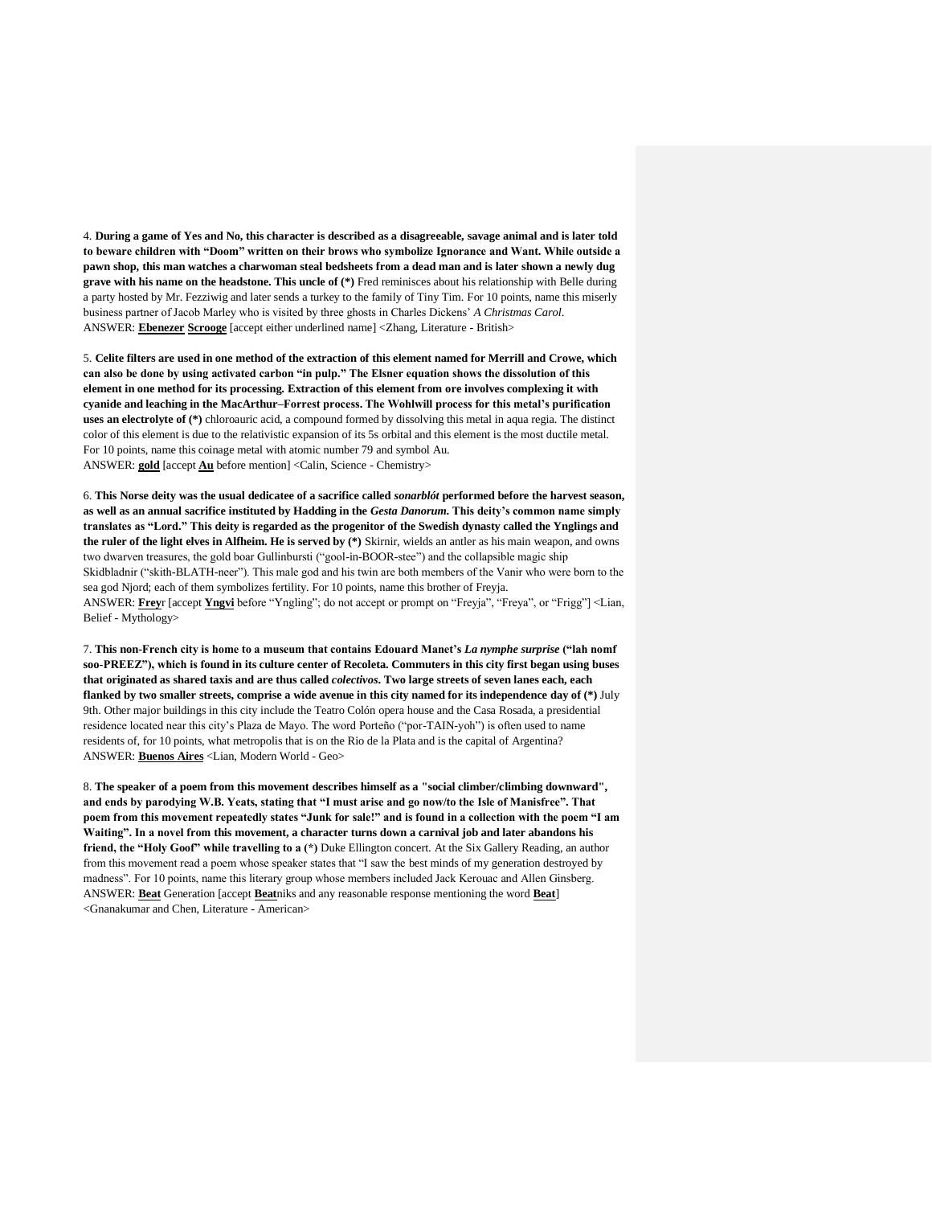4. **During a game of Yes and No, this character is described as a disagreeable, savage animal and is later told to beware children with "Doom" written on their brows who symbolize Ignorance and Want. While outside a pawn shop, this man watches a charwoman steal bedsheets from a dead man and is later shown a newly dug grave with his name on the headstone. This uncle of (\*)** Fred reminisces about his relationship with Belle during a party hosted by Mr. Fezziwig and later sends a turkey to the family of Tiny Tim. For 10 points, name this miserly business partner of Jacob Marley who is visited by three ghosts in Charles Dickens' *A Christmas Carol*.
ANSWER: **Ebenezer Scrooge** [accept either underlined name] <Zhang, Literature - British>

5. **Celite filters are used in one method of the extraction of this element named for Merrill and Crowe, which can also be done by using activated carbon "in pulp." The Elsner equation shows the dissolution of this element in one method for its processing. Extraction of this element from ore involves complexing it with cyanide and leaching in the MacArthur–Forrest process. The Wohlwill process for this metal's purification uses an electrolyte of (\*)** chloroauric acid, a compound formed by dissolving this metal in aqua regia. The distinct color of this element is due to the relativistic expansion of its 5s orbital and this element is the most ductile metal. For 10 points, name this coinage metal with atomic number 79 and symbol Au.
ANSWER: **gold** [accept **Au** before mention] <Calin, Science - Chemistry>

6. **This Norse deity was the usual dedicatee of a sacrifice called *sonarblót* performed before the harvest season, as well as an annual sacrifice instituted by Hadding in the *Gesta Danorum*. This deity's common name simply translates as "Lord." This deity is regarded as the progenitor of the Swedish dynasty called the Ynglings and the ruler of the light elves in Alfheim. He is served by (\*)** Skirnir, wields an antler as his main weapon, and owns two dwarven treasures, the gold boar Gullinbursti ("gool-in-BOOR-stee") and the collapsible magic ship Skidbladnir ("skith-BLATH-neer"). This male god and his twin are both members of the Vanir who were born to the sea god Njord; each of them symbolizes fertility. For 10 points, name this brother of Freyja.
ANSWER: **Frey**r [accept **Yngvi** before "Yngling"; do not accept or prompt on "Freyja", "Freya", or "Frigg"] <Lian, Belief - Mythology>

7. **This non-French city is home to a museum that contains Edouard Manet's *La nymphe surprise* ("lah nomf soo-PREEZ"), which is found in its culture center of Recoleta. Commuters in this city first began using buses that originated as shared taxis and are thus called *colectivos*. Two large streets of seven lanes each, each flanked by two smaller streets, comprise a wide avenue in this city named for its independence day of (\*)** July 9th. Other major buildings in this city include the Teatro Colón opera house and the Casa Rosada, a presidential residence located near this city's Plaza de Mayo. The word Porteño ("por-TAIN-yoh") is often used to name residents of, for 10 points, what metropolis that is on the Rio de la Plata and is the capital of Argentina?
ANSWER: **Buenos Aires** <Lian, Modern World - Geo>

8. **The speaker of a poem from this movement describes himself as a "social climber/climbing downward", and ends by parodying W.B. Yeats, stating that "I must arise and go now/to the Isle of Manisfree". That poem from this movement repeatedly states "Junk for sale!" and is found in a collection with the poem "I am Waiting". In a novel from this movement, a character turns down a carnival job and later abandons his friend, the "Holy Goof" while travelling to a (\*)** Duke Ellington concert. At the Six Gallery Reading, an author from this movement read a poem whose speaker states that "I saw the best minds of my generation destroyed by madness". For 10 points, name this literary group whose members included Jack Kerouac and Allen Ginsberg.
ANSWER: **Beat** Generation [accept **Beat**niks and any reasonable response mentioning the word **Beat**] <Gnanakumar and Chen, Literature - American>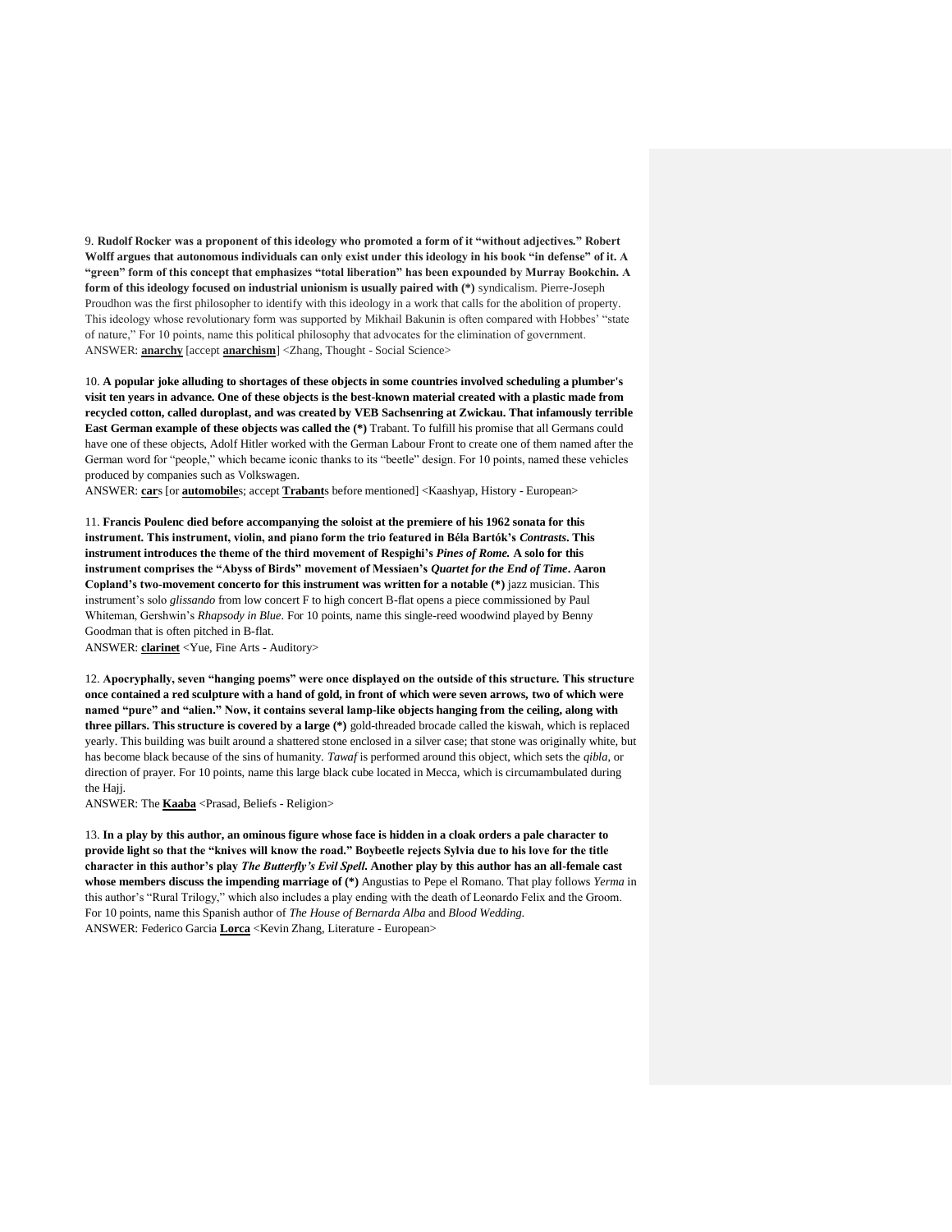9. **Rudolf Rocker was a proponent of this ideology who promoted a form of it "without adjectives." Robert Wolff argues that autonomous individuals can only exist under this ideology in his book "in defense" of it. A "green" form of this concept that emphasizes "total liberation" has been expounded by Murray Bookchin. A form of this ideology focused on industrial unionism is usually paired with (*)** syndicalism. Pierre-Joseph Proudhon was the first philosopher to identify with this ideology in a work that calls for the abolition of property. This ideology whose revolutionary form was supported by Mikhail Bakunin is often compared with Hobbes' "state of nature," For 10 points, name this political philosophy that advocates for the elimination of government.
ANSWER: **anarchy** [accept **anarchism**] <Zhang, Thought - Social Science>

10. **A popular joke alluding to shortages of these objects in some countries involved scheduling a plumber's visit ten years in advance. One of these objects is the best-known material created with a plastic made from recycled cotton, called duroplast, and was created by VEB Sachsenring at Zwickau. That infamously terrible East German example of these objects was called the (*)** Trabant. To fulfill his promise that all Germans could have one of these objects, Adolf Hitler worked with the German Labour Front to create one of them named after the German word for "people," which became iconic thanks to its "beetle" design. For 10 points, named these vehicles produced by companies such as Volkswagen.
ANSWER: **car**s [or **automobile**s; accept **Trabant**s before mentioned] <Kaashyap, History - European>

11. **Francis Poulenc died before accompanying the soloist at the premiere of his 1962 sonata for this instrument. This instrument, violin, and piano form the trio featured in Béla Bartók's *Contrasts*. This instrument introduces the theme of the third movement of Respighi's *Pines of Rome.* A solo for this instrument comprises the "Abyss of Birds" movement of Messiaen's *Quartet for the End of Time*. Aaron Copland's two-movement concerto for this instrument was written for a notable (*)** jazz musician. This instrument's solo *glissando* from low concert F to high concert B-flat opens a piece commissioned by Paul Whiteman, Gershwin's *Rhapsody in Blue*. For 10 points, name this single-reed woodwind played by Benny Goodman that is often pitched in B-flat.
ANSWER: **clarinet** <Yue, Fine Arts - Auditory>

12. **Apocryphally, seven "hanging poems" were once displayed on the outside of this structure. This structure once contained a red sculpture with a hand of gold, in front of which were seven arrows, two of which were named "pure" and "alien." Now, it contains several lamp-like objects hanging from the ceiling, along with three pillars. This structure is covered by a large (*)** gold-threaded brocade called the kiswah, which is replaced yearly. This building was built around a shattered stone enclosed in a silver case; that stone was originally white, but has become black because of the sins of humanity. *Tawaf* is performed around this object, which sets the *qibla*, or direction of prayer. For 10 points, name this large black cube located in Mecca, which is circumambulated during the Hajj.
ANSWER: The **Kaaba** <Prasad, Beliefs - Religion>

13. **In a play by this author, an ominous figure whose face is hidden in a cloak orders a pale character to provide light so that the "knives will know the road." Boybeetle rejects Sylvia due to his love for the title character in this author's play *The Butterfly's Evil Spell*. Another play by this author has an all-female cast whose members discuss the impending marriage of (*)** Angustias to Pepe el Romano. That play follows *Yerma* in this author's "Rural Trilogy," which also includes a play ending with the death of Leonardo Felix and the Groom. For 10 points, name this Spanish author of *The House of Bernarda Alba* and *Blood Wedding*.
ANSWER: Federico Garcia **Lorca** <Kevin Zhang, Literature - European>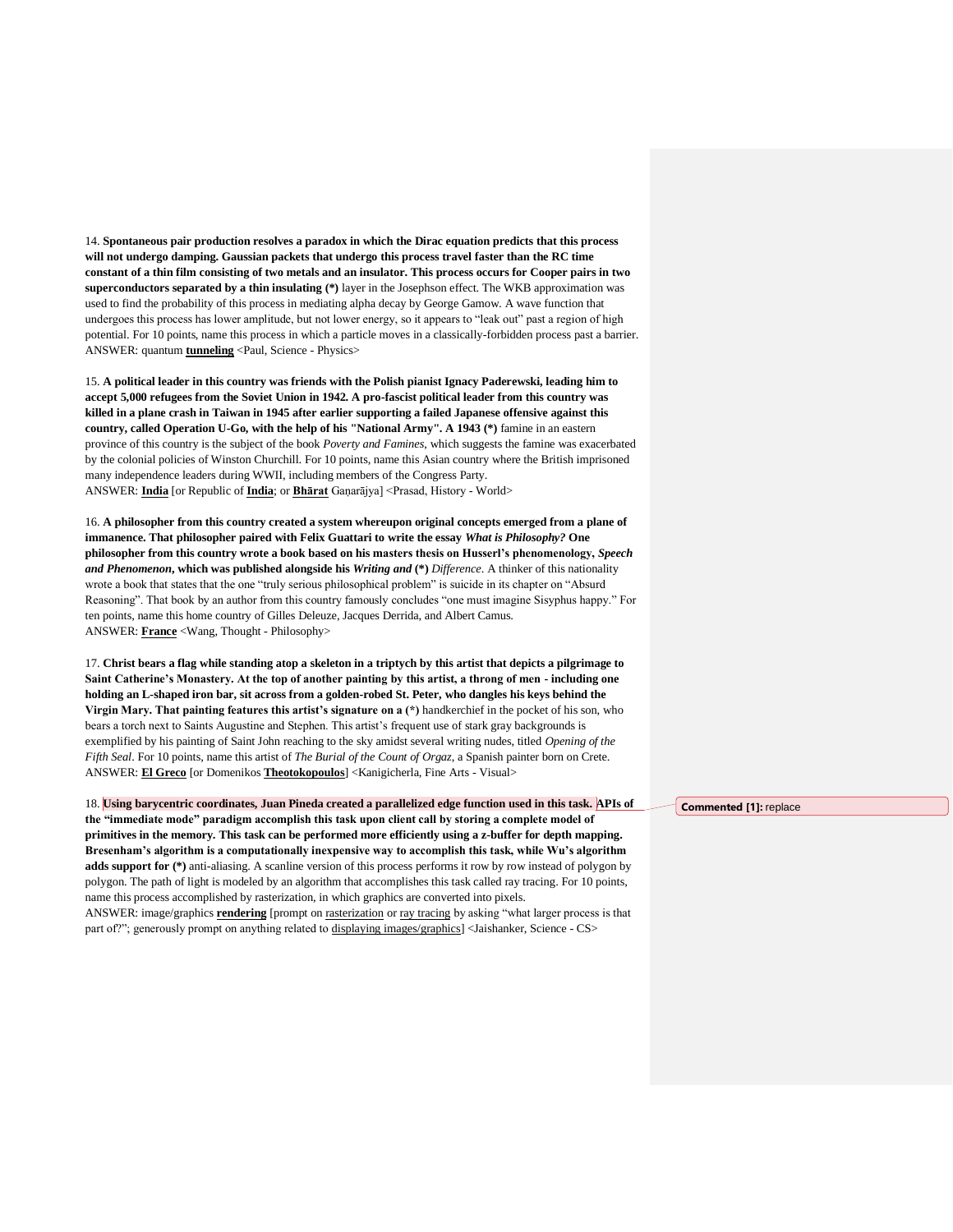14. **Spontaneous pair production resolves a paradox in which the Dirac equation predicts that this process will not undergo damping. Gaussian packets that undergo this process travel faster than the RC time constant of a thin film consisting of two metals and an insulator. This process occurs for Cooper pairs in two superconductors separated by a thin insulating (*)** layer in the Josephson effect. The WKB approximation was used to find the probability of this process in mediating alpha decay by George Gamow. A wave function that undergoes this process has lower amplitude, but not lower energy, so it appears to "leak out" past a region of high potential. For 10 points, name this process in which a particle moves in a classically-forbidden process past a barrier.
ANSWER: quantum **tunneling** <Paul, Science - Physics>

15. **A political leader in this country was friends with the Polish pianist Ignacy Paderewski, leading him to accept 5,000 refugees from the Soviet Union in 1942. A pro-fascist political leader from this country was killed in a plane crash in Taiwan in 1945 after earlier supporting a failed Japanese offensive against this country, called Operation U-Go, with the help of his "National Army". A 1943 (*)** famine in an eastern province of this country is the subject of the book *Poverty and Famines*, which suggests the famine was exacerbated by the colonial policies of Winston Churchill. For 10 points, name this Asian country where the British imprisoned many independence leaders during WWII, including members of the Congress Party.
ANSWER: **India** [or Republic of **India**; or **Bhārat** Gaṇarājya] <Prasad, History - World>

16. **A philosopher from this country created a system whereupon original concepts emerged from a plane of immanence. That philosopher paired with Felix Guattari to write the essay *What is Philosophy?* One philosopher from this country wrote a book based on his masters thesis on Husserl's phenomenology, *Speech and Phenomenon*, which was published alongside his *Writing and* (*)** *Difference*. A thinker of this nationality wrote a book that states that the one "truly serious philosophical problem" is suicide in its chapter on "Absurd Reasoning". That book by an author from this country famously concludes "one must imagine Sisyphus happy." For ten points, name this home country of Gilles Deleuze, Jacques Derrida, and Albert Camus.
ANSWER: **France** <Wang, Thought - Philosophy>

17. **Christ bears a flag while standing atop a skeleton in a triptych by this artist that depicts a pilgrimage to Saint Catherine's Monastery. At the top of another painting by this artist, a throng of men - including one holding an L-shaped iron bar, sit across from a golden-robed St. Peter, who dangles his keys behind the Virgin Mary. That painting features this artist's signature on a (*)** handkerchief in the pocket of his son, who bears a torch next to Saints Augustine and Stephen. This artist's frequent use of stark gray backgrounds is exemplified by his painting of Saint John reaching to the sky amidst several writing nudes, titled *Opening of the Fifth Seal*. For 10 points, name this artist of *The Burial of the Count of Orgaz*, a Spanish painter born on Crete.
ANSWER: **El Greco** [or Domenikos **Theotokopoulos**] <Kanigicherla, Fine Arts - Visual>

18. **Using barycentric coordinates, Juan Pineda created a parallelized edge function used in this task. APIs of the "immediate mode" paradigm accomplish this task upon client call by storing a complete model of primitives in the memory. This task can be performed more efficiently using a z-buffer for depth mapping. Bresenham's algorithm is a computationally inexpensive way to accomplish this task, while Wu's algorithm adds support for (*)** anti-aliasing. A scanline version of this process performs it row by row instead of polygon by polygon. The path of light is modeled by an algorithm that accomplishes this task called ray tracing. For 10 points, name this process accomplished by rasterization, in which graphics are converted into pixels.
ANSWER: image/graphics **rendering** [prompt on rasterization or ray tracing by asking "what larger process is that part of?"; generously prompt on anything related to displaying images/graphics] <Jaishanker, Science - CS>

Commented [1]: replace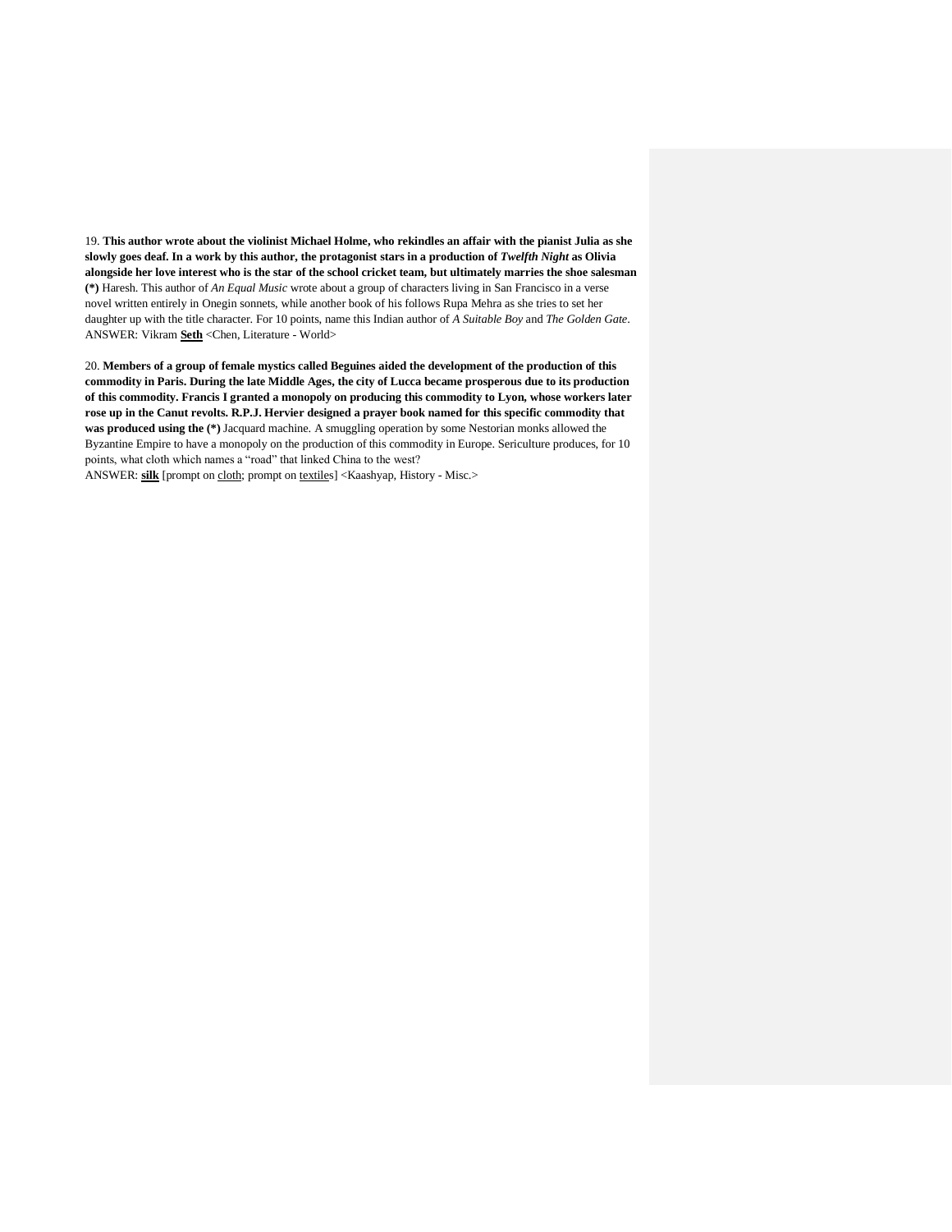19. **This author wrote about the violinist Michael Holme, who rekindles an affair with the pianist Julia as she slowly goes deaf. In a work by this author, the protagonist stars in a production of *Twelfth Night* as Olivia alongside her love interest who is the star of the school cricket team, but ultimately marries the shoe salesman (*)** Haresh. This author of *An Equal Music* wrote about a group of characters living in San Francisco in a verse novel written entirely in Onegin sonnets, while another book of his follows Rupa Mehra as she tries to set her daughter up with the title character. For 10 points, name this Indian author of *A Suitable Boy* and *The Golden Gate*.
ANSWER: Vikram **Seth** <Chen, Literature - World>

20. **Members of a group of female mystics called Beguines aided the development of the production of this commodity in Paris. During the late Middle Ages, the city of Lucca became prosperous due to its production of this commodity. Francis I granted a monopoly on producing this commodity to Lyon, whose workers later rose up in the Canut revolts. R.P.J. Hervier designed a prayer book named for this specific commodity that was produced using the (*)** Jacquard machine. A smuggling operation by some Nestorian monks allowed the Byzantine Empire to have a monopoly on the production of this commodity in Europe. Sericulture produces, for 10 points, what cloth which names a "road" that linked China to the west?
ANSWER: **silk** [prompt on cloth; prompt on textiles] <Kaashyap, History - Misc.>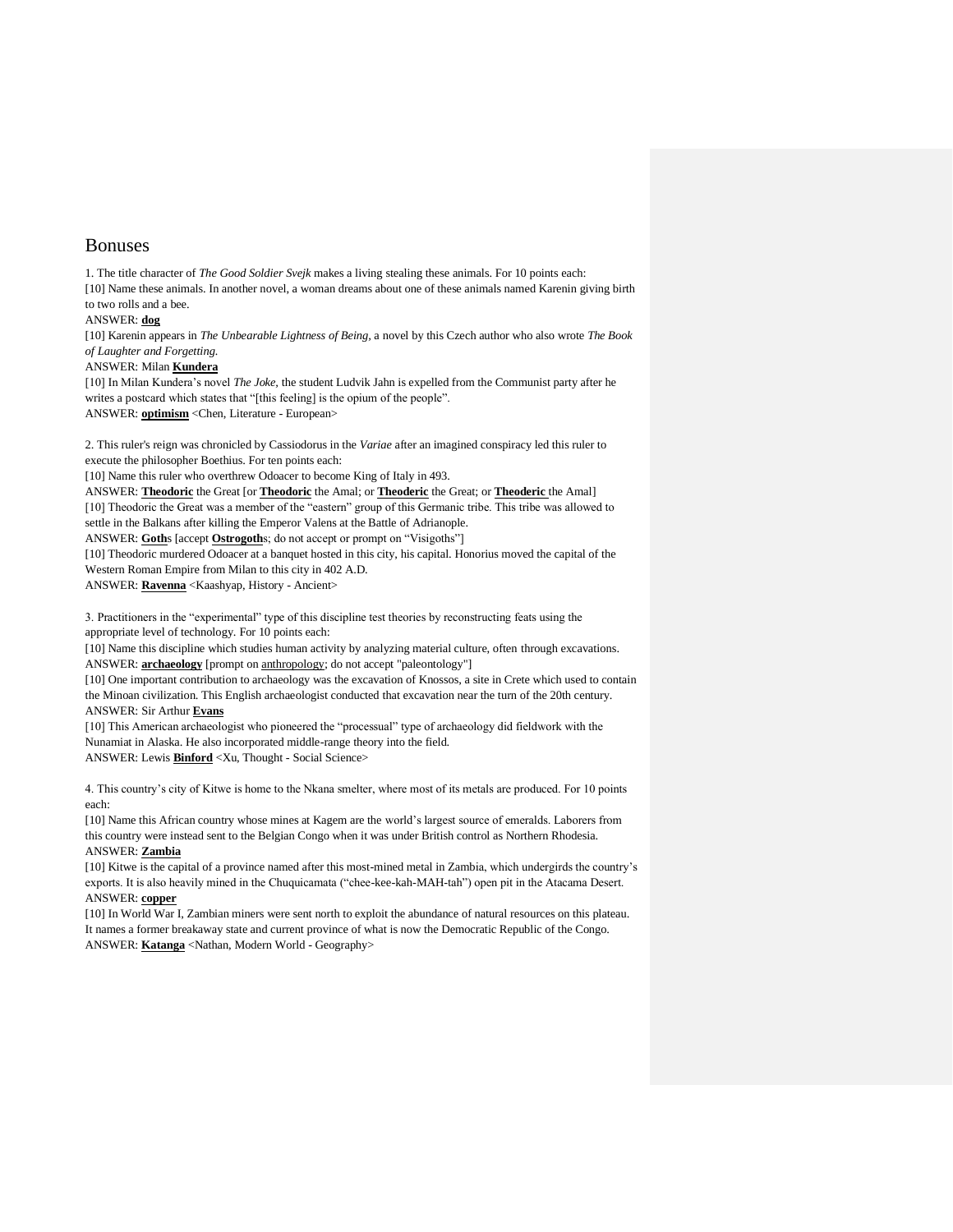## Bonuses

1. The title character of *The Good Soldier Svejk* makes a living stealing these animals. For 10 points each:

[10] Name these animals. In another novel, a woman dreams about one of these animals named Karenin giving birth to two rolls and a bee.

ANSWER: **dog**

[10] Karenin appears in *The Unbearable Lightness of Being*, a novel by this Czech author who also wrote *The Book of Laughter and Forgetting.*

ANSWER: Milan **Kundera**

[10] In Milan Kundera's novel *The Joke*, the student Ludvik Jahn is expelled from the Communist party after he writes a postcard which states that "[this feeling] is the opium of the people".

ANSWER: **optimism** <Chen, Literature - European>

2. This ruler's reign was chronicled by Cassiodorus in the *Variae* after an imagined conspiracy led this ruler to execute the philosopher Boethius. For ten points each:

[10] Name this ruler who overthrew Odoacer to become King of Italy in 493.

ANSWER: **Theodoric** the Great [or **Theodoric** the Amal; or **Theoderic** the Great; or **Theoderic** the Amal]

[10] Theodoric the Great was a member of the "eastern" group of this Germanic tribe. This tribe was allowed to settle in the Balkans after killing the Emperor Valens at the Battle of Adrianople.

ANSWER: **Goth**s [accept **Ostrogoth**s; do not accept or prompt on "Visigoths"]

[10] Theodoric murdered Odoacer at a banquet hosted in this city, his capital. Honorius moved the capital of the Western Roman Empire from Milan to this city in 402 A.D.

ANSWER: **Ravenna** <Kaashyap, History - Ancient>

3. Practitioners in the "experimental" type of this discipline test theories by reconstructing feats using the appropriate level of technology. For 10 points each:

[10] Name this discipline which studies human activity by analyzing material culture, often through excavations.

ANSWER: **archaeology** [prompt on anthropology; do not accept "paleontology"]

[10] One important contribution to archaeology was the excavation of Knossos, a site in Crete which used to contain the Minoan civilization. This English archaeologist conducted that excavation near the turn of the 20th century.

ANSWER: Sir Arthur **Evans**

[10] This American archaeologist who pioneered the "processual" type of archaeology did fieldwork with the Nunamiat in Alaska. He also incorporated middle-range theory into the field.

ANSWER: Lewis **Binford** <Xu, Thought - Social Science>

4. This country's city of Kitwe is home to the Nkana smelter, where most of its metals are produced. For 10 points each:

[10] Name this African country whose mines at Kagem are the world's largest source of emeralds. Laborers from this country were instead sent to the Belgian Congo when it was under British control as Northern Rhodesia.

ANSWER: **Zambia**

[10] Kitwe is the capital of a province named after this most-mined metal in Zambia, which undergirds the country's exports. It is also heavily mined in the Chuquicamata ("chee-kee-kah-MAH-tah") open pit in the Atacama Desert.

ANSWER: **copper**

[10] In World War I, Zambian miners were sent north to exploit the abundance of natural resources on this plateau. It names a former breakaway state and current province of what is now the Democratic Republic of the Congo.

ANSWER: **Katanga** <Nathan, Modern World - Geography>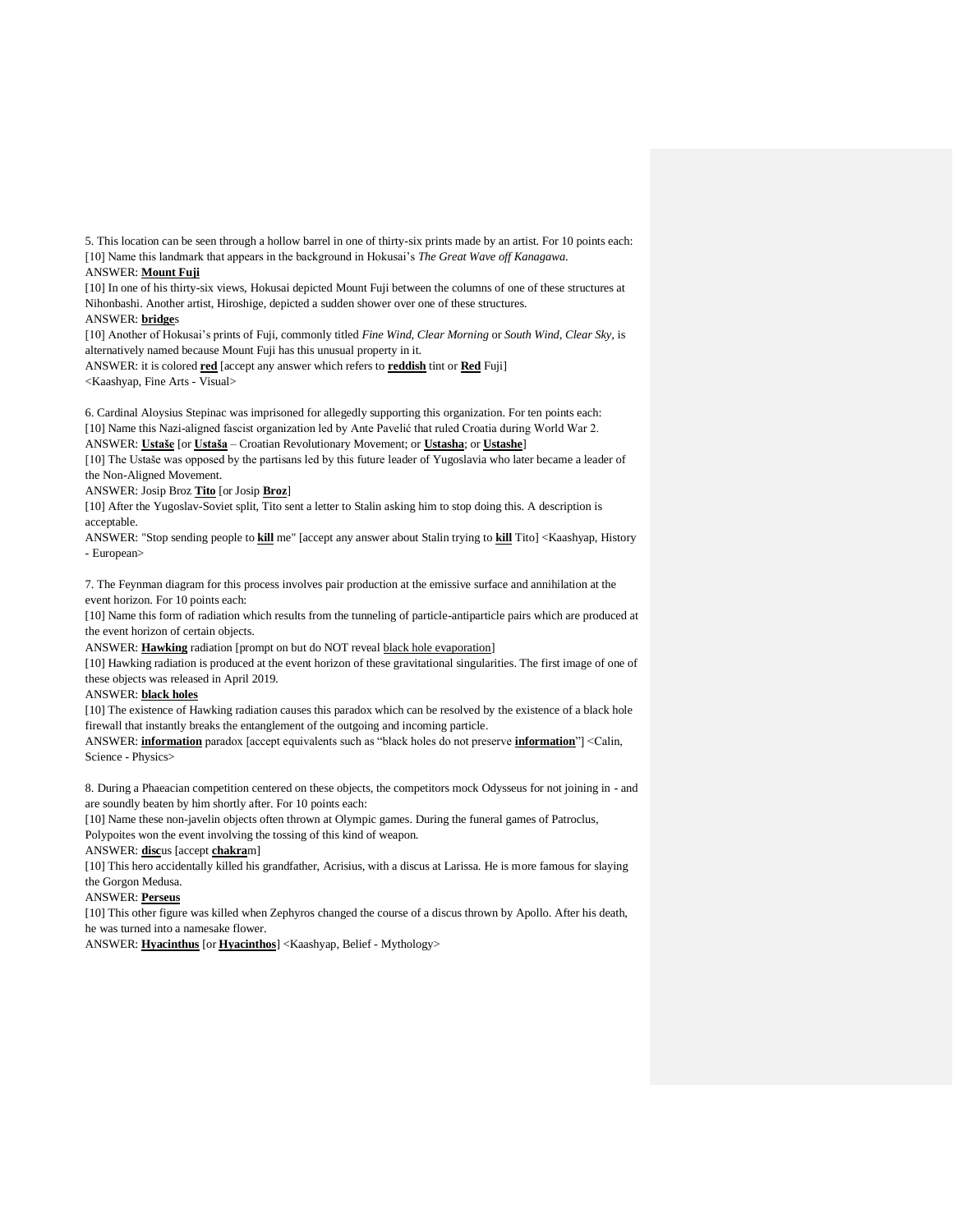5. This location can be seen through a hollow barrel in one of thirty-six prints made by an artist. For 10 points each:

[10] Name this landmark that appears in the background in Hokusai's *The Great Wave off Kanagawa.*

ANSWER: **Mount Fuji**

[10] In one of his thirty-six views, Hokusai depicted Mount Fuji between the columns of one of these structures at Nihonbashi. Another artist, Hiroshige, depicted a sudden shower over one of these structures.

ANSWER: **bridge**s

[10] Another of Hokusai's prints of Fuji, commonly titled *Fine Wind, Clear Morning* or *South Wind, Clear Sky*, is alternatively named because Mount Fuji has this unusual property in it.

ANSWER: it is colored **red** [accept any answer which refers to **reddish** tint or **Red** Fuji]

<Kaashyap, Fine Arts - Visual>

6. Cardinal Aloysius Stepinac was imprisoned for allegedly supporting this organization. For ten points each:

[10] Name this Nazi-aligned fascist organization led by Ante Pavelić that ruled Croatia during World War 2.

ANSWER: **Ustaše** [or **Ustaša** – Croatian Revolutionary Movement; or **Ustasha**; or **Ustashe**]

[10] The Ustaše was opposed by the partisans led by this future leader of Yugoslavia who later became a leader of the Non-Aligned Movement.

ANSWER: Josip Broz **Tito** [or Josip **Broz**]

[10] After the Yugoslav-Soviet split, Tito sent a letter to Stalin asking him to stop doing this. A description is acceptable.

ANSWER: "Stop sending people to **kill** me" [accept any answer about Stalin trying to **kill** Tito] <Kaashyap, History - European>

7. The Feynman diagram for this process involves pair production at the emissive surface and annihilation at the event horizon. For 10 points each:

[10] Name this form of radiation which results from the tunneling of particle-antiparticle pairs which are produced at the event horizon of certain objects.

ANSWER: **Hawking** radiation [prompt on but do NOT reveal black hole evaporation]

[10] Hawking radiation is produced at the event horizon of these gravitational singularities. The first image of one of these objects was released in April 2019.

ANSWER: **black holes**

[10] The existence of Hawking radiation causes this paradox which can be resolved by the existence of a black hole firewall that instantly breaks the entanglement of the outgoing and incoming particle.

ANSWER: **information** paradox [accept equivalents such as "black holes do not preserve **information**"] <Calin, Science - Physics>

8. During a Phaeacian competition centered on these objects, the competitors mock Odysseus for not joining in - and are soundly beaten by him shortly after. For 10 points each:

[10] Name these non-javelin objects often thrown at Olympic games. During the funeral games of Patroclus, Polypoites won the event involving the tossing of this kind of weapon.

ANSWER: **disc**us [accept **chakra**m]

[10] This hero accidentally killed his grandfather, Acrisius, with a discus at Larissa. He is more famous for slaying the Gorgon Medusa.

ANSWER: **Perseus**

[10] This other figure was killed when Zephyros changed the course of a discus thrown by Apollo. After his death, he was turned into a namesake flower.

ANSWER: **Hyacinthus** [or **Hyacinthos**] <Kaashyap, Belief - Mythology>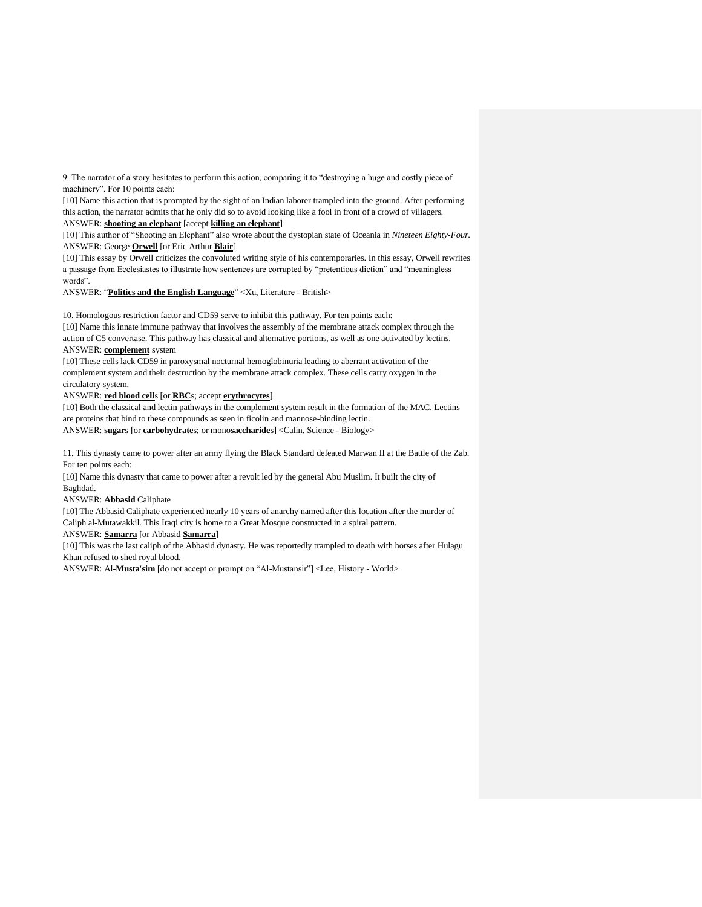9. The narrator of a story hesitates to perform this action, comparing it to "destroying a huge and costly piece of machinery". For 10 points each:

[10] Name this action that is prompted by the sight of an Indian laborer trampled into the ground. After performing this action, the narrator admits that he only did so to avoid looking like a fool in front of a crowd of villagers.

ANSWER: **shooting an elephant** [accept **killing an elephant**]

[10] This author of "Shooting an Elephant" also wrote about the dystopian state of Oceania in *Nineteen Eighty-Four.*

ANSWER: George **Orwell** [or Eric Arthur **Blair**]

[10] This essay by Orwell criticizes the convoluted writing style of his contemporaries. In this essay, Orwell rewrites a passage from Ecclesiastes to illustrate how sentences are corrupted by "pretentious diction" and "meaningless words".

ANSWER: "**Politics and the English Language**" <Xu, Literature - British>

10. Homologous restriction factor and CD59 serve to inhibit this pathway. For ten points each:

[10] Name this innate immune pathway that involves the assembly of the membrane attack complex through the action of C5 convertase. This pathway has classical and alternative portions, as well as one activated by lectins.

ANSWER: **complement** system

[10] These cells lack CD59 in paroxysmal nocturnal hemoglobinuria leading to aberrant activation of the complement system and their destruction by the membrane attack complex. These cells carry oxygen in the circulatory system.

ANSWER: **red blood cell**s [or **RBC**s; accept **erythrocytes**]

[10] Both the classical and lectin pathways in the complement system result in the formation of the MAC. Lectins are proteins that bind to these compounds as seen in ficolin and mannose-binding lectin.

ANSWER: **sugar**s [or **carbohydrate**s; or mono**saccharide**s] <Calin, Science - Biology>

11. This dynasty came to power after an army flying the Black Standard defeated Marwan II at the Battle of the Zab. For ten points each:

[10] Name this dynasty that came to power after a revolt led by the general Abu Muslim. It built the city of Baghdad.

ANSWER: **Abbasid** Caliphate

[10] The Abbasid Caliphate experienced nearly 10 years of anarchy named after this location after the murder of Caliph al-Mutawakkil. This Iraqi city is home to a Great Mosque constructed in a spiral pattern.

ANSWER: **Samarra** [or Abbasid **Samarra**]

[10] This was the last caliph of the Abbasid dynasty. He was reportedly trampled to death with horses after Hulagu Khan refused to shed royal blood.

ANSWER: Al-**Musta'sim** [do not accept or prompt on "Al-Mustansir"] <Lee, History - World>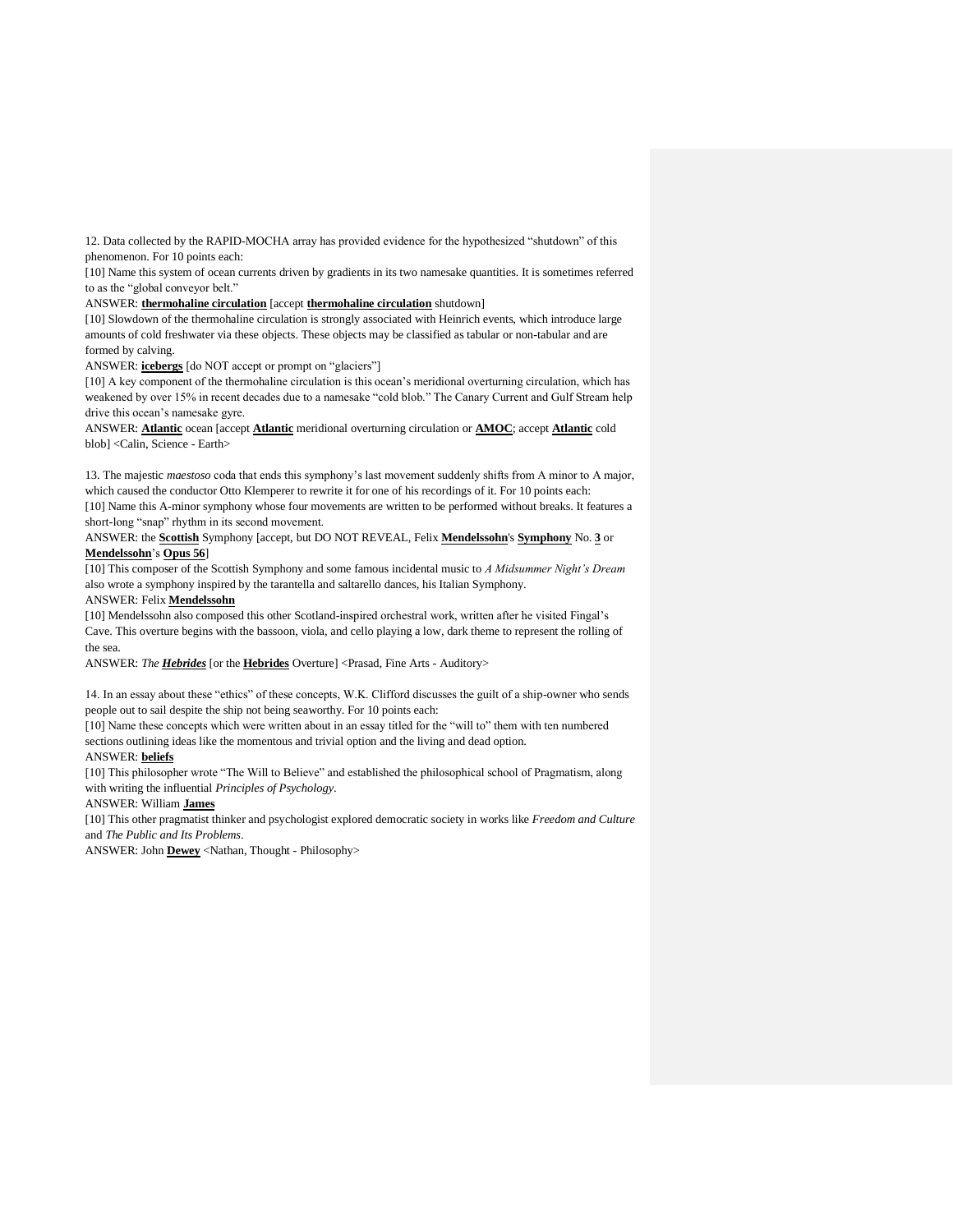12. Data collected by the RAPID-MOCHA array has provided evidence for the hypothesized "shutdown" of this phenomenon. For 10 points each:

[10] Name this system of ocean currents driven by gradients in its two namesake quantities. It is sometimes referred to as the "global conveyor belt."

ANSWER: **thermohaline circulation** [accept **thermohaline circulation** shutdown]

[10] Slowdown of the thermohaline circulation is strongly associated with Heinrich events, which introduce large amounts of cold freshwater via these objects. These objects may be classified as tabular or non-tabular and are formed by calving.

ANSWER: **icebergs** [do NOT accept or prompt on "glaciers"]

[10] A key component of the thermohaline circulation is this ocean's meridional overturning circulation, which has weakened by over 15% in recent decades due to a namesake "cold blob." The Canary Current and Gulf Stream help drive this ocean's namesake gyre.

ANSWER: **Atlantic** ocean [accept **Atlantic** meridional overturning circulation or **AMOC**; accept **Atlantic** cold blob] <Calin, Science - Earth>

13. The majestic *maestoso* coda that ends this symphony's last movement suddenly shifts from A minor to A major, which caused the conductor Otto Klemperer to rewrite it for one of his recordings of it. For 10 points each:

[10] Name this A-minor symphony whose four movements are written to be performed without breaks. It features a short-long "snap" rhythm in its second movement.

ANSWER: the **Scottish** Symphony [accept, but DO NOT REVEAL, Felix **Mendelssohn**'s **Symphony** No. **3** or **Mendelssohn**'s **Opus 56**]

[10] This composer of the Scottish Symphony and some famous incidental music to *A Midsummer Night's Dream* also wrote a symphony inspired by the tarantella and saltarello dances, his Italian Symphony.

ANSWER: Felix **Mendelssohn**

[10] Mendelssohn also composed this other Scotland-inspired orchestral work, written after he visited Fingal's Cave. This overture begins with the bassoon, viola, and cello playing a low, dark theme to represent the rolling of the sea.

ANSWER: *The **Hebrides*** [or the **Hebrides** Overture] <Prasad, Fine Arts - Auditory>

14. In an essay about these "ethics" of these concepts, W.K. Clifford discusses the guilt of a ship-owner who sends people out to sail despite the ship not being seaworthy. For 10 points each:

[10] Name these concepts which were written about in an essay titled for the "will to" them with ten numbered sections outlining ideas like the momentous and trivial option and the living and dead option.

ANSWER: **beliefs**

[10] This philosopher wrote "The Will to Believe" and established the philosophical school of Pragmatism, along with writing the influential *Principles of Psychology*.

ANSWER: William **James**

[10] This other pragmatist thinker and psychologist explored democratic society in works like *Freedom and Culture* and *The Public and Its Problems*.

ANSWER: John **Dewey** <Nathan, Thought - Philosophy>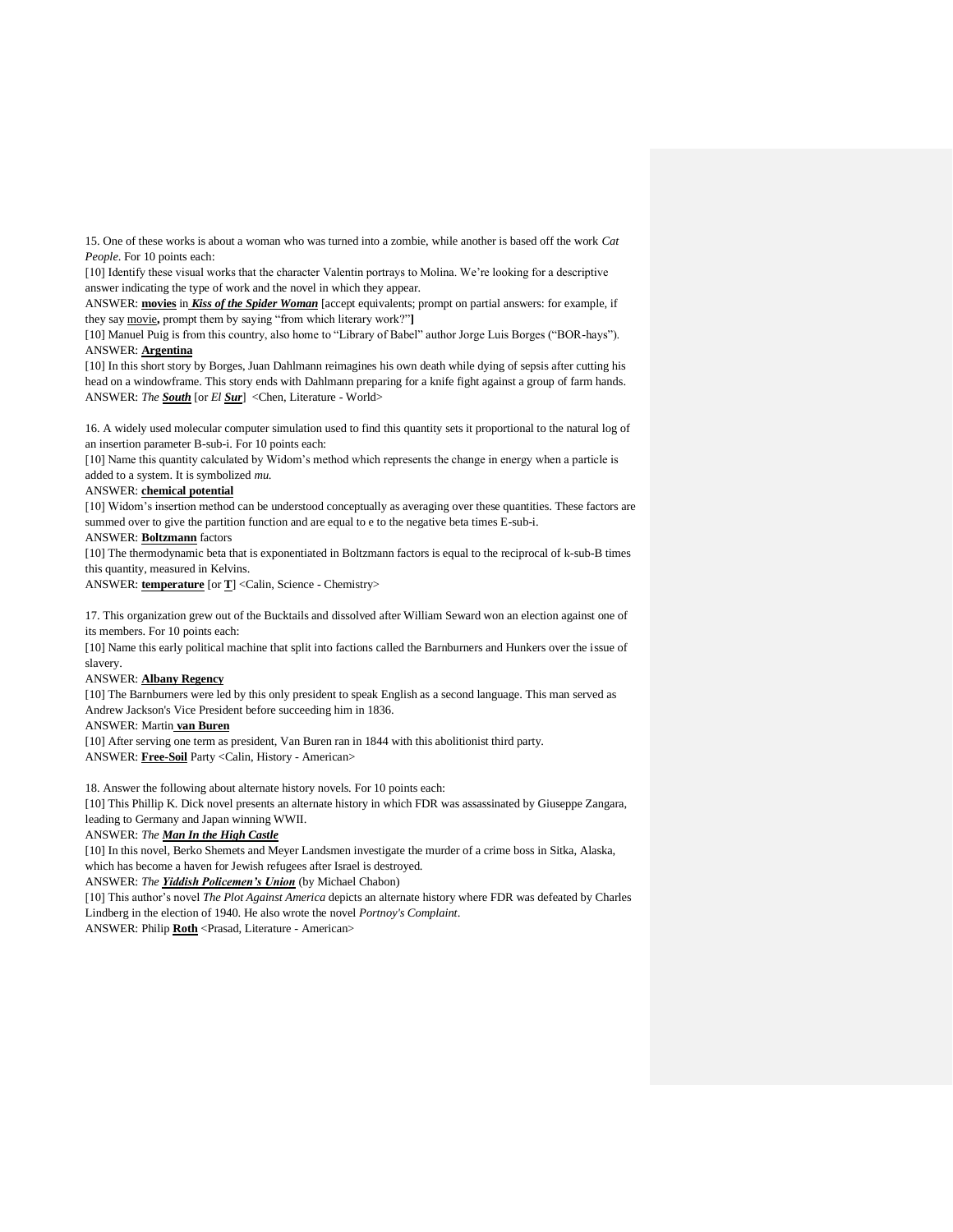15. One of these works is about a woman who was turned into a zombie, while another is based off the work *Cat People*. For 10 points each:

[10] Identify these visual works that the character Valentin portrays to Molina. We're looking for a descriptive answer indicating the type of work and the novel in which they appear.

ANSWER: **movies** in ***Kiss of the Spider Woman*** [accept equivalents; prompt on partial answers: for example, if they say movie, prompt them by saying "from which literary work?"]

[10] Manuel Puig is from this country, also home to "Library of Babel" author Jorge Luis Borges ("BOR-hays").

ANSWER: **Argentina**

[10] In this short story by Borges, Juan Dahlmann reimagines his own death while dying of sepsis after cutting his head on a windowframe. This story ends with Dahlmann preparing for a knife fight against a group of farm hands.

ANSWER: *The* ***South*** [or *El* ***Sur***] <Chen, Literature - World>

16. A widely used molecular computer simulation used to find this quantity sets it proportional to the natural log of an insertion parameter B-sub-i. For 10 points each:

[10] Name this quantity calculated by Widom's method which represents the change in energy when a particle is added to a system. It is symbolized *mu*.

ANSWER: **chemical potential**

[10] Widom's insertion method can be understood conceptually as averaging over these quantities. These factors are summed over to give the partition function and are equal to e to the negative beta times E-sub-i.

ANSWER: **Boltzmann** factors

[10] The thermodynamic beta that is exponentiated in Boltzmann factors is equal to the reciprocal of k-sub-B times this quantity, measured in Kelvins.

ANSWER: **temperature** [or **T**] <Calin, Science - Chemistry>

17. This organization grew out of the Bucktails and dissolved after William Seward won an election against one of its members. For 10 points each:

[10] Name this early political machine that split into factions called the Barnburners and Hunkers over the issue of slavery.

ANSWER: **Albany Regency**

[10] The Barnburners were led by this only president to speak English as a second language. This man served as Andrew Jackson's Vice President before succeeding him in 1836.

ANSWER: Martin **van Buren**

[10] After serving one term as president, Van Buren ran in 1844 with this abolitionist third party.

ANSWER: **Free-Soil** Party <Calin, History - American>

18. Answer the following about alternate history novels. For 10 points each:

[10] This Phillip K. Dick novel presents an alternate history in which FDR was assassinated by Giuseppe Zangara, leading to Germany and Japan winning WWII.

ANSWER: *The* ***Man In the High Castle***

[10] In this novel, Berko Shemets and Meyer Landsmen investigate the murder of a crime boss in Sitka, Alaska, which has become a haven for Jewish refugees after Israel is destroyed.

ANSWER: *The* ***Yiddish Policemen's Union*** (by Michael Chabon)

[10] This author's novel *The Plot Against America* depicts an alternate history where FDR was defeated by Charles Lindberg in the election of 1940. He also wrote the novel *Portnoy's Complaint*.

ANSWER: Philip **Roth** <Prasad, Literature - American>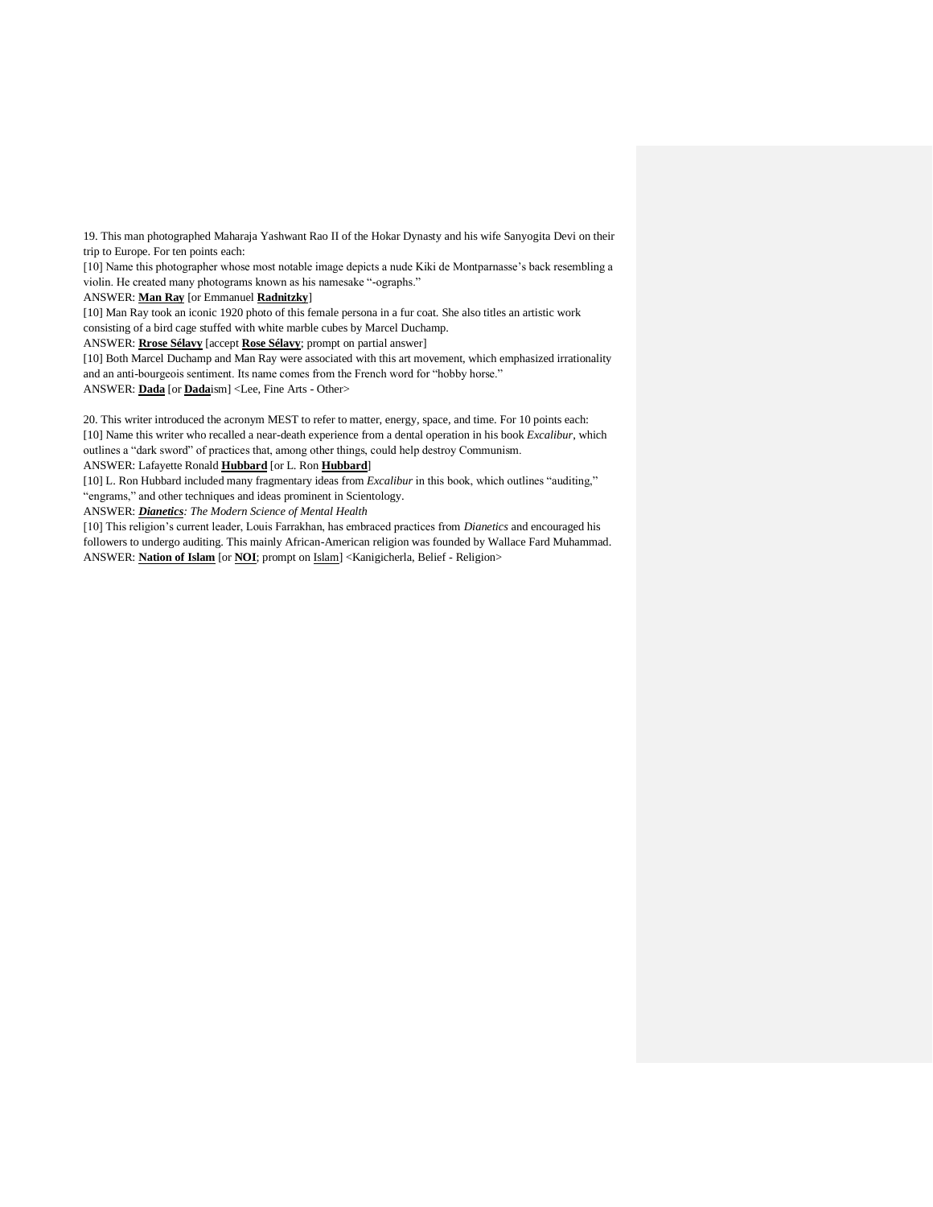19. This man photographed Maharaja Yashwant Rao II of the Hokar Dynasty and his wife Sanyogita Devi on their trip to Europe. For ten points each:

[10] Name this photographer whose most notable image depicts a nude Kiki de Montparnasse's back resembling a violin. He created many photograms known as his namesake "-ographs."

ANSWER: **<u>Man Ray</u>** [or Emmanuel **<u>Radnitzky</u>**]

[10] Man Ray took an iconic 1920 photo of this female persona in a fur coat. She also titles an artistic work consisting of a bird cage stuffed with white marble cubes by Marcel Duchamp.

ANSWER: **<u>Rrose Sélavy</u>** [accept **<u>Rose Sélavy</u>**; prompt on partial answer]

[10] Both Marcel Duchamp and Man Ray were associated with this art movement, which emphasized irrationality and an anti-bourgeois sentiment. Its name comes from the French word for "hobby horse."

ANSWER: **<u>Dada</u>** [or **<u>Dada</u>**ism] <Lee, Fine Arts - Other>

20. This writer introduced the acronym MEST to refer to matter, energy, space, and time. For 10 points each:

[10] Name this writer who recalled a near-death experience from a dental operation in his book *Excalibur*, which outlines a "dark sword" of practices that, among other things, could help destroy Communism.

ANSWER: Lafayette Ronald **<u>Hubbard</u>** [or L. Ron **<u>Hubbard</u>**]

[10] L. Ron Hubbard included many fragmentary ideas from *Excalibur* in this book, which outlines "auditing," "engrams," and other techniques and ideas prominent in Scientology.

ANSWER: ***<u>Dianetics</u>**: The Modern Science of Mental Health*

[10] This religion's current leader, Louis Farrakhan, has embraced practices from *Dianetics* and encouraged his followers to undergo auditing. This mainly African-American religion was founded by Wallace Fard Muhammad.

ANSWER: **<u>Nation of Islam</u>** [or **<u>NOI</u>**; prompt on <u>Islam</u>] <Kanigicherla, Belief - Religion>